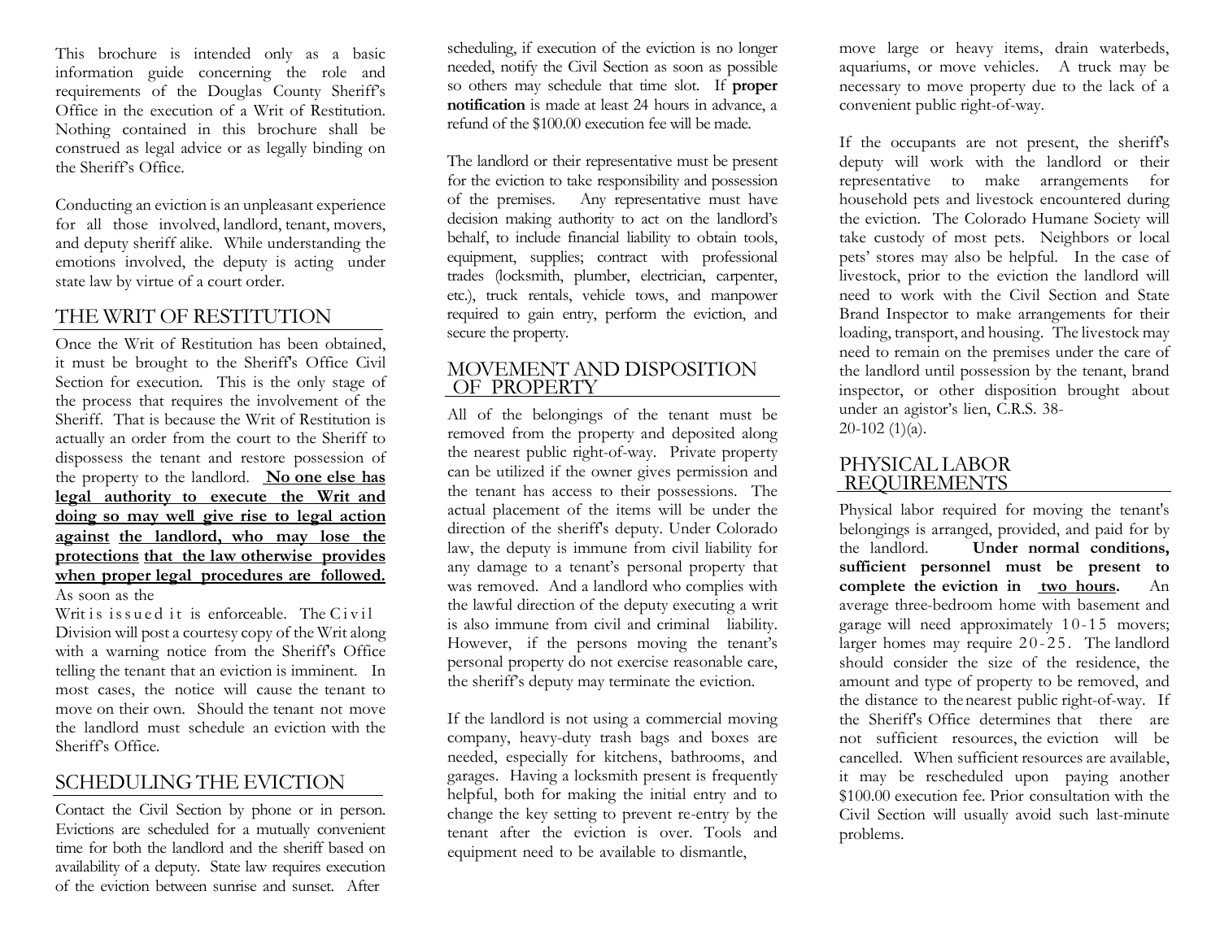This brochure is intended only as a basic information guide concerning the role and requirements of the Douglas County Sheriff's Office in the execution of a Writ of Restitution. Nothing contained in this brochure shall be construed as legal advice or as legally binding on the Sheriff's Office.

Conducting an eviction is an unpleasant experience for all those involved, landlord, tenant, movers, and deputy sheriff alike. While understanding the emotions involved, the deputy is acting under state law by virtue of a court order.

## THE WRIT OF RESTITUTION

Once the Writ of Restitution has been obtained, it must be brought to the Sheriff's Office Civil Section for execution. This is the only stage of the process that requires the involvement of the Sheriff. That is because the Writ of Restitution is actually an order from the court to the Sheriff to dispossess the tenant and restore possession of the property to the landlord. **No one else has legal authority to execute the Writ and doing so may well give rise to legal action against the landlord, who may lose the protections that the law otherwise provides when proper legal procedures are followed.** As soon as the Writ is issued it is enforceable. The Civil Division will post a courtesy copy of the Writ along with a warning notice from the Sheriff's Office telling the tenant that an eviction is imminent. In most cases, the notice will cause the tenant to move on their own. Should the tenant not move the landlord must schedule an eviction with the Sheriff's Office.

## SCHEDULING THE EVICTION

Contact the Civil Section by phone or in person. Evictions are scheduled for a mutually convenient time for both the landlord and the sheriff based on availability of a deputy. State law requires execution of the eviction between sunrise and sunset. After scheduling, if execution of the eviction is no longer needed, notify the Civil Section as soon as possible so others may schedule that time slot. If **proper notification** is made at least 24 hours in advance, a refund of the $100.00 execution fee will be made.

The landlord or their representative must be present for the eviction to take responsibility and possession of the premises. Any representative must have decision making authority to act on the landlord's behalf, to include financial liability to obtain tools, equipment, supplies; contract with professional trades (locksmith, plumber, electrician, carpenter, etc.), truck rentals, vehicle tows, and manpower required to gain entry, perform the eviction, and secure the property.

## MOVEMENT AND DISPOSITION OF PROPERTY

All of the belongings of the tenant must be removed from the property and deposited along the nearest public right-of-way. Private property can be utilized if the owner gives permission and the tenant has access to their possessions. The actual placement of the items will be under the direction of the sheriff's deputy. Under Colorado law, the deputy is immune from civil liability for any damage to a tenant's personal property that was removed. And a landlord who complies with the lawful direction of the deputy executing a writ is also immune from civil and criminal liability. However, if the persons moving the tenant's personal property do not exercise reasonable care, the sheriff's deputy may terminate the eviction.

If the landlord is not using a commercial moving company, heavy-duty trash bags and boxes are needed, especially for kitchens, bathrooms, and garages. Having a locksmith present is frequently helpful, both for making the initial entry and to change the key setting to prevent re-entry by the tenant after the eviction is over. Tools and equipment need to be available to dismantle, move large or heavy items, drain waterbeds, aquariums, or move vehicles. A truck may be necessary to move property due to the lack of a convenient public right-of-way.

If the occupants are not present, the sheriff's deputy will work with the landlord or their representative to make arrangements for household pets and livestock encountered during the eviction. The Colorado Humane Society will take custody of most pets. Neighbors or local pets' stores may also be helpful. In the case of livestock, prior to the eviction the landlord will need to work with the Civil Section and State Brand Inspector to make arrangements for their loading, transport, and housing. The livestock may need to remain on the premises under the care of the landlord until possession by the tenant, brand inspector, or other disposition brought about under an agistor's lien, C.R.S. 38-20-102 (1)(a).

## PHYSICAL LABOR REQUIREMENTS

Physical labor required for moving the tenant's belongings is arranged, provided, and paid for by the landlord. **Under normal conditions, sufficient personnel must be present to complete the eviction in two hours.** An average three-bedroom home with basement and garage will need approximately 10-15 movers; larger homes may require 20-25. The landlord should consider the size of the residence, the amount and type of property to be removed, and the distance to the nearest public right-of-way. If the Sheriff's Office determines that there are not sufficient resources, the eviction will be cancelled. When sufficient resources are available, it may be rescheduled upon paying another $100.00 execution fee. Prior consultation with the Civil Section will usually avoid such last-minute problems.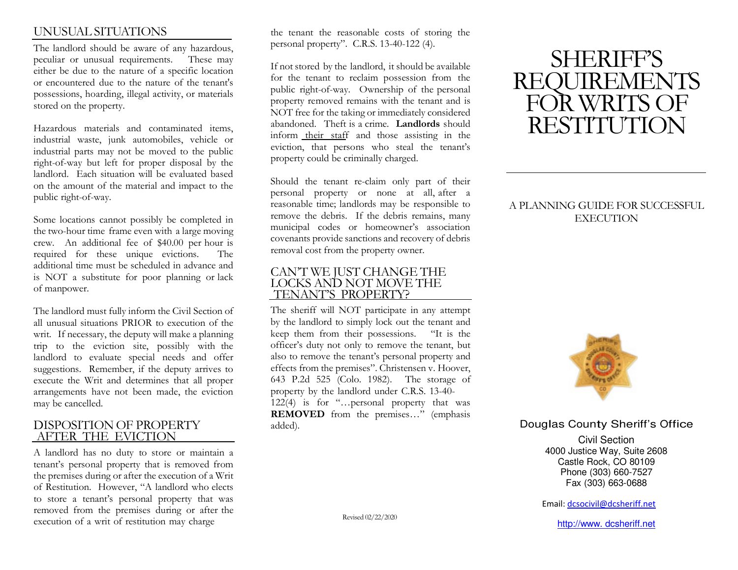## UNUSUAL SITUATIONS

The landlord should be aware of any hazardous, peculiar or unusual requirements. These may either be due to the nature of a specific location or encountered due to the nature of the tenant's possessions, hoarding, illegal activity, or materials stored on the property.

Hazardous materials and contaminated items, industrial waste, junk automobiles, vehicle or industrial parts may not be moved to the public right-of-way but left for proper disposal by the landlord. Each situation will be evaluated based on the amount of the material and impact to the public right-of-way.

Some locations cannot possibly be completed in the two-hour time frame even with a large moving crew. An additional fee of $40.00 per hour is required for these unique evictions. The additional time must be scheduled in advance and is NOT a substitute for poor planning or lack of manpower.

The landlord must fully inform the Civil Section of all unusual situations PRIOR to execution of the writ. If necessary, the deputy will make a planning trip to the eviction site, possibly with the landlord to evaluate special needs and offer suggestions. Remember, if the deputy arrives to execute the Writ and determines that all proper arrangements have not been made, the eviction may be cancelled.

## DISPOSITION OF PROPERTY AFTER THE EVICTION

A landlord has no duty to store or maintain a tenant's personal property that is removed from the premises during or after the execution of a Writ of Restitution. However, "A landlord who elects to store a tenant's personal property that was removed from the premises during or after the execution of a writ of restitution may charge the tenant the reasonable costs of storing the personal property". C.R.S. 13-40-122 (4).

If not stored by the landlord, it should be available for the tenant to reclaim possession from the public right-of-way. Ownership of the personal property removed remains with the tenant and is NOT free for the taking or immediately considered abandoned. Theft is a crime. **Landlords** should inform their staff and those assisting in the eviction, that persons who steal the tenant's property could be criminally charged.

Should the tenant re-claim only part of their personal property or none at all, after a reasonable time; landlords may be responsible to remove the debris. If the debris remains, many municipal codes or homeowner's association covenants provide sanctions and recovery of debris removal cost from the property owner.

## CAN'T WE JUST CHANGE THE LOCKS AND NOT MOVE THE TENANT'S PROPERTY?

The sheriff will NOT participate in any attempt by the landlord to simply lock out the tenant and keep them from their possessions. "It is the officer's duty not only to remove the tenant, but also to remove the tenant's personal property and effects from the premises". Christensen v. Hoover, 643 P.2d 525 (Colo. 1982). The storage of property by the landlord under C.R.S. 13-40-122(4) is for "…personal property that was **REMOVED** from the premises…" (emphasis added).

Revised 02/22/2020

# SHERIFF'S REQUIREMENTS FOR WRITS OF RESTITUTION

A PLANNING GUIDE FOR SUCCESSFUL EXECUTION

Douglas County Sheriff's Office

Civil Section
4000 Justice Way, Suite 2608
Castle Rock, CO 80109
Phone (303) 660-7527
Fax (303) 663-0688

Email: dcsocivil@dcsheriff.net

http://www. dcsheriff.net